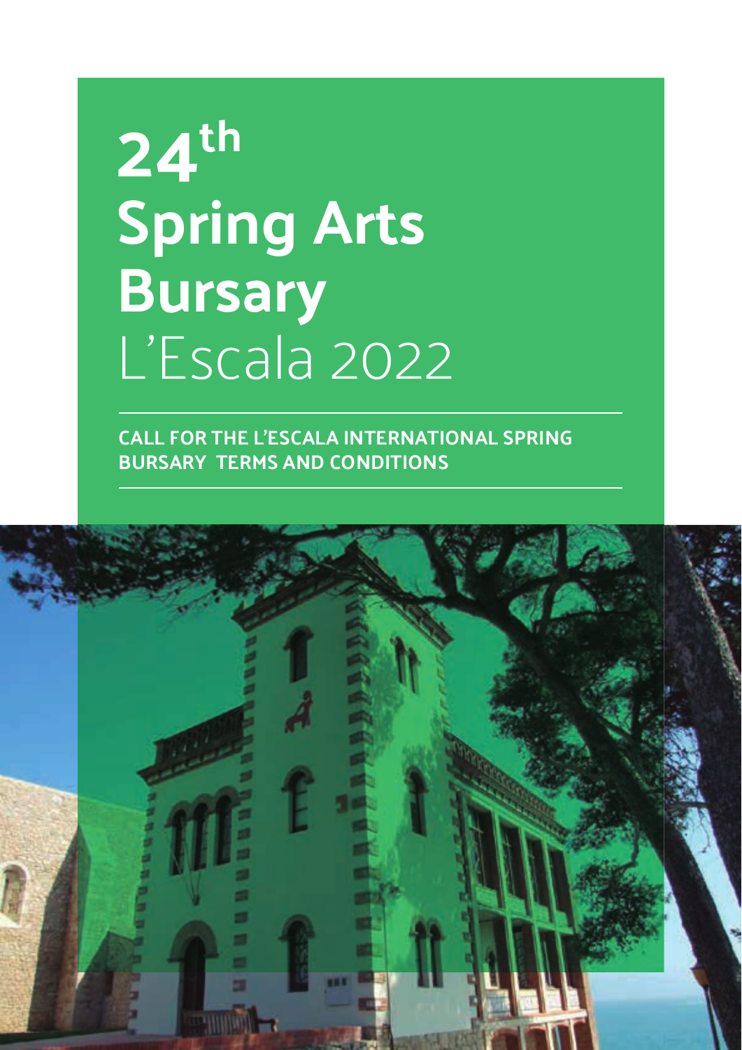# 24th Spring Arts Bursary L'Escala 2022

**CALL FOR THE L'ESCALA INTERNATIONAL SPRING BURSARY TERMS AND CONDITIONS**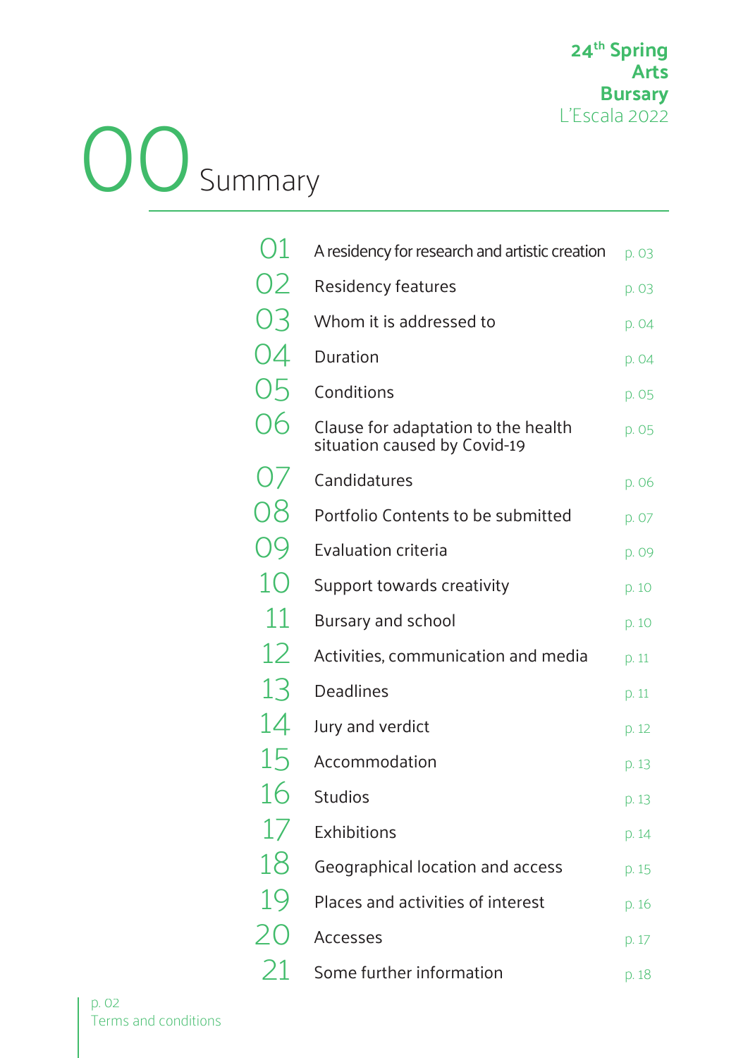# 00 Summary

| | | |
|---|---|---|
| 01 | A residency for research and artistic creation | p. 03 |
| 02 | Residency features | p. 03 |
| 03 | Whom it is addressed to | p. 04 |
| 04 | Duration | p. 04 |
| 05 | Conditions | p. 05 |
| 06 | Clause for adaptation to the health situation caused by Covid-19 | p. 05 |
| 07 | Candidatures | p. 06 |
| 08 | Portfolio Contents to be submitted | p. 07 |
| 09 | Evaluation criteria | p. 09 |
| 10 | Support towards creativity | p. 10 |
| 11 | Bursary and school | p. 10 |
| 12 | Activities, communication and media | p. 11 |
| 13 | Deadlines | p. 11 |
| 14 | Jury and verdict | p. 12 |
| 15 | Accommodation | p. 13 |
| 16 | Studios | p. 13 |
| 17 | Exhibitions | p. 14 |
| 18 | Geographical location and access | p. 15 |
| 19 | Places and activities of interest | p. 16 |
| 20 | Accesses | p. 17 |
| 21 | Some further information | p. 18 |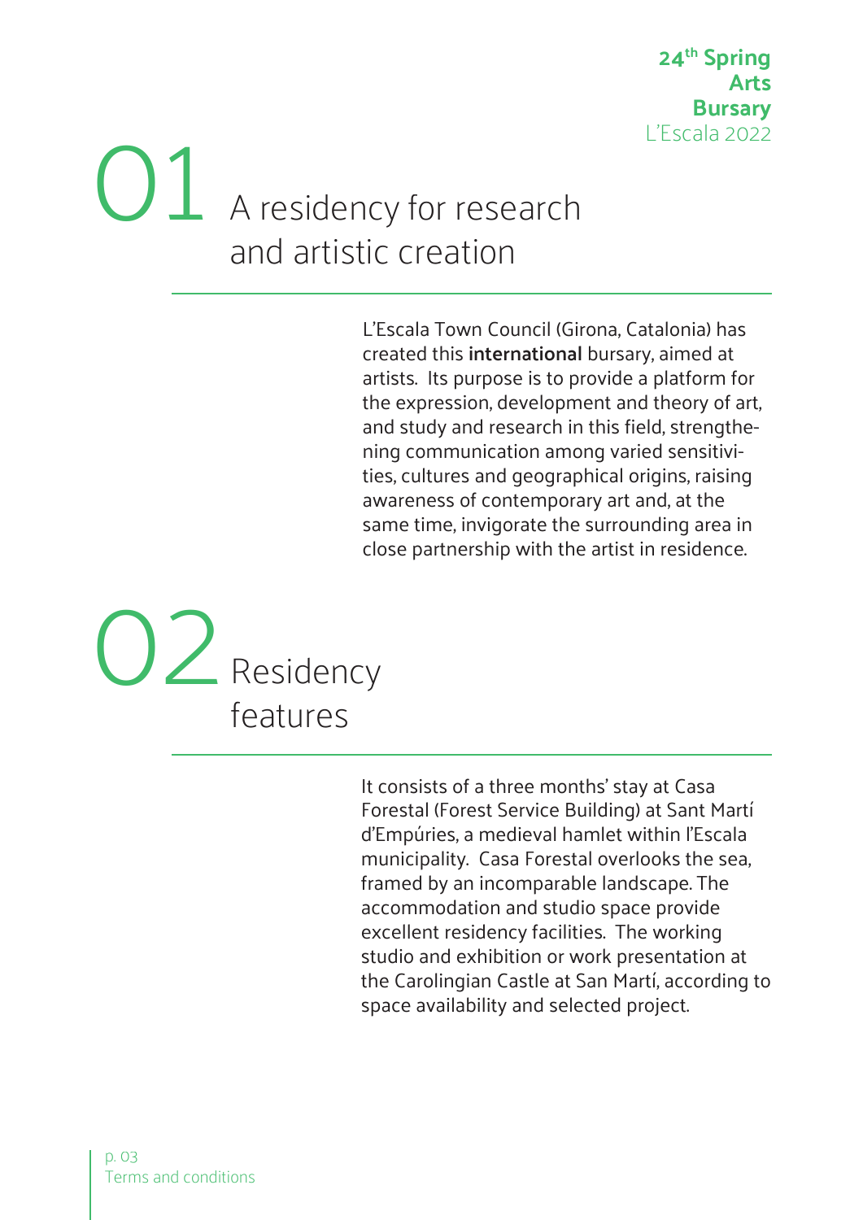## 01 A residency for research and artistic creation

L'Escala Town Council (Girona, Catalonia) has created this **international** bursary, aimed at artists. Its purpose is to provide a platform for the expression, development and theory of art, and study and research in this field, strengthening communication among varied sensitivities, cultures and geographical origins, raising awareness of contemporary art and, at the same time, invigorate the surrounding area in close partnership with the artist in residence.

## 02 Residency features

It consists of a three months' stay at Casa Forestal (Forest Service Building) at Sant Martí d'Empúries, a medieval hamlet within l'Escala municipality. Casa Forestal overlooks the sea, framed by an incomparable landscape. The accommodation and studio space provide excellent residency facilities. The working studio and exhibition or work presentation at the Carolingian Castle at San Martí, according to space availability and selected project.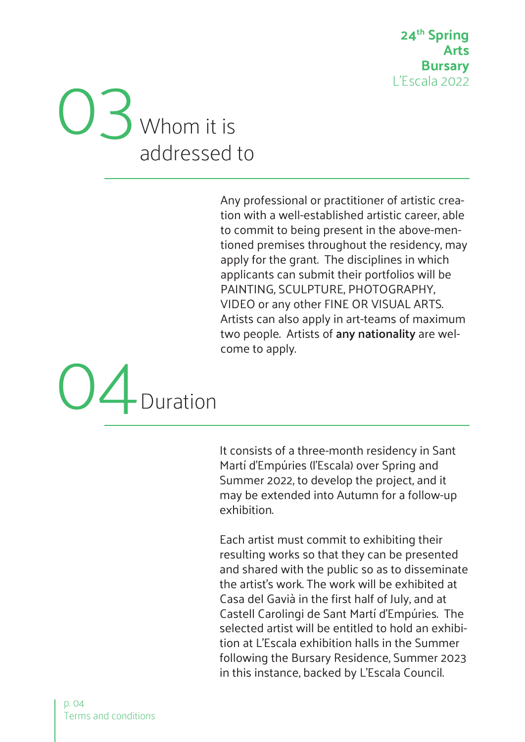# 03 Whom it is addressed to

Any professional or practitioner of artistic creation with a well-established artistic career, able to commit to being present in the above-mentioned premises throughout the residency, may apply for the grant. The disciplines in which applicants can submit their portfolios will be PAINTING, SCULPTURE, PHOTOGRAPHY, VIDEO or any other FINE OR VISUAL ARTS. Artists can also apply in art-teams of maximum two people. Artists of **any nationality** are welcome to apply.

# 04 Duration

It consists of a three-month residency in Sant Martí d'Empúries (l'Escala) over Spring and Summer 2022, to develop the project, and it may be extended into Autumn for a follow-up exhibition.

Each artist must commit to exhibiting their resulting works so that they can be presented and shared with the public so as to disseminate the artist's work. The work will be exhibited at Casa del Gavià in the first half of July, and at Castell Carolingi de Sant Martí d'Empúries. The selected artist will be entitled to hold an exhibition at L'Escala exhibition halls in the Summer following the Bursary Residence, Summer 2023 in this instance, backed by L'Escala Council.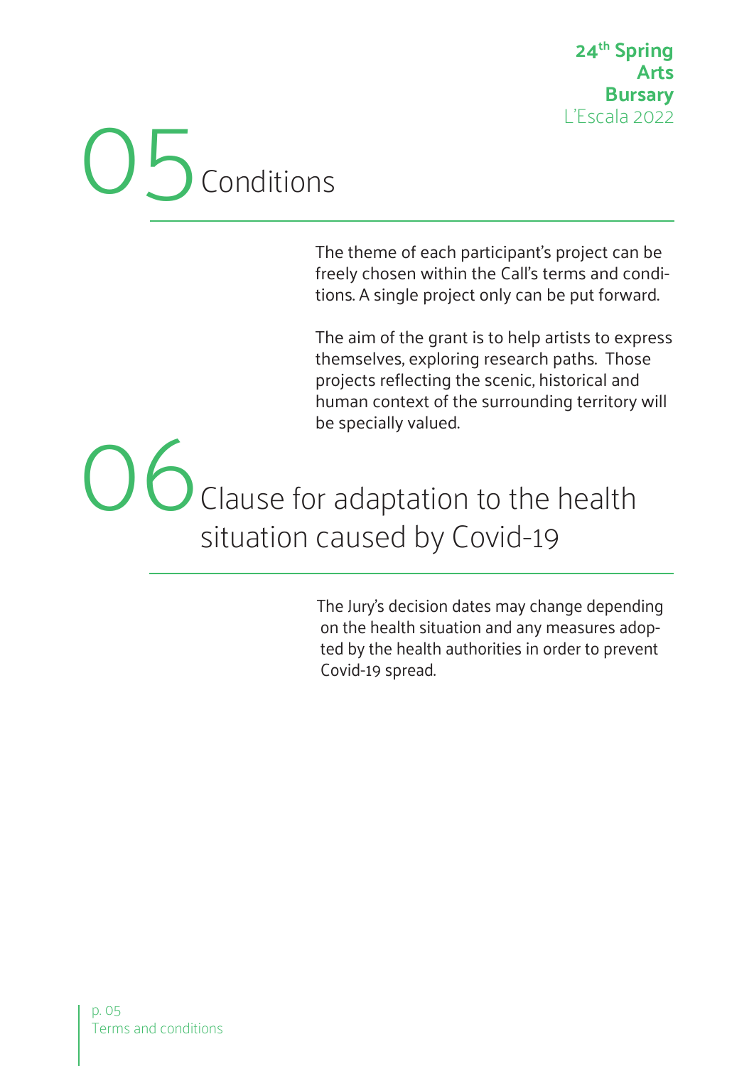## 05 Conditions

The theme of each participant's project can be freely chosen within the Call's terms and conditions. A single project only can be put forward.

The aim of the grant is to help artists to express themselves, exploring research paths. Those projects reflecting the scenic, historical and human context of the surrounding territory will be specially valued.

## 06 Clause for adaptation to the health situation caused by Covid-19

The Jury's decision dates may change depending on the health situation and any measures adopted by the health authorities in order to prevent Covid-19 spread.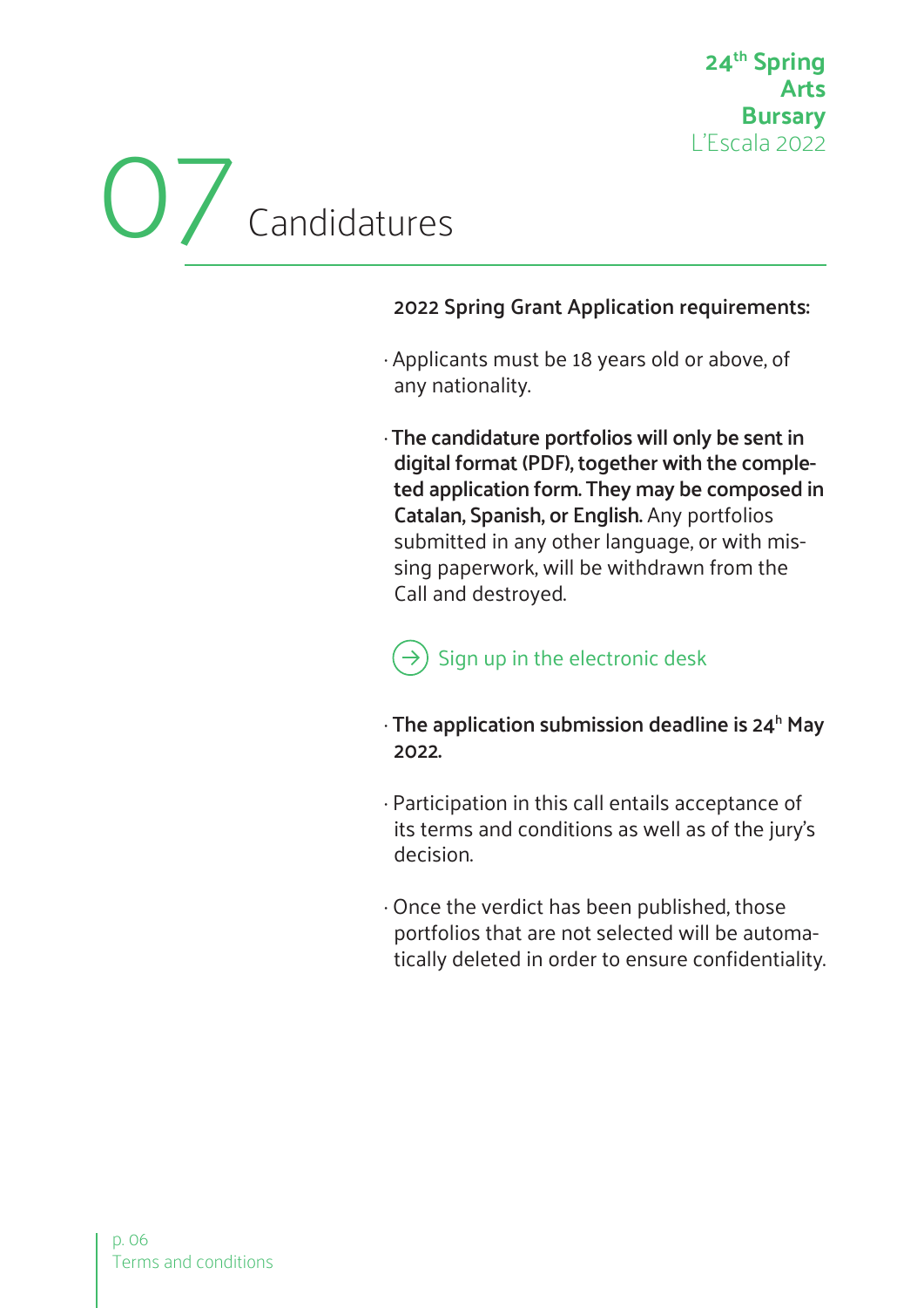# 07 Candidatures

**2022 Spring Grant Application requirements:**

- Applicants must be 18 years old or above, of any nationality.

- **The candidature portfolios will only be sent in digital format (PDF), together with the completed application form. They may be composed in Catalan, Spanish, or English.** Any portfolios submitted in any other language, or with missing paperwork, will be withdrawn from the Call and destroyed.

→ Sign up in the electronic desk

- **The application submission deadline is 24h May 2022.**

- Participation in this call entails acceptance of its terms and conditions as well as of the jury's decision.

- Once the verdict has been published, those portfolios that are not selected will be automatically deleted in order to ensure confidentiality.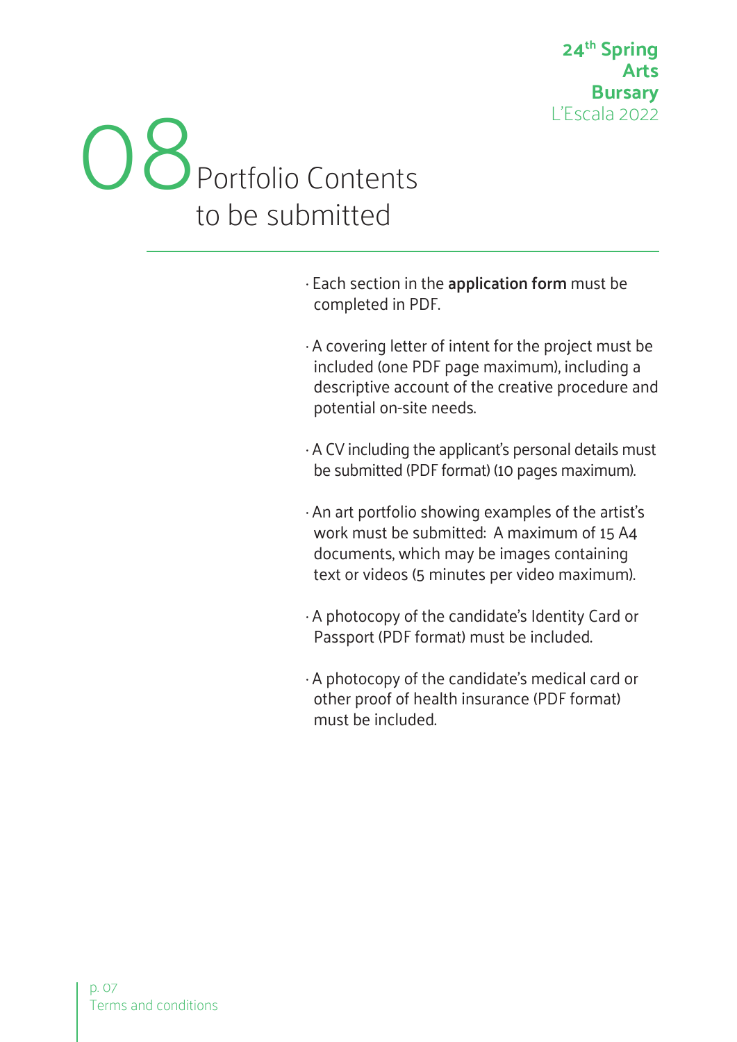# 08 Portfolio Contents to be submitted

- Each section in the **application form** must be completed in PDF.
- A covering letter of intent for the project must be included (one PDF page maximum), including a descriptive account of the creative procedure and potential on-site needs.
- A CV including the applicant's personal details must be submitted (PDF format) (10 pages maximum).
- An art portfolio showing examples of the artist's work must be submitted: A maximum of 15 A4 documents, which may be images containing text or videos (5 minutes per video maximum).
- A photocopy of the candidate's Identity Card or Passport (PDF format) must be included.
- A photocopy of the candidate's medical card or other proof of health insurance (PDF format) must be included.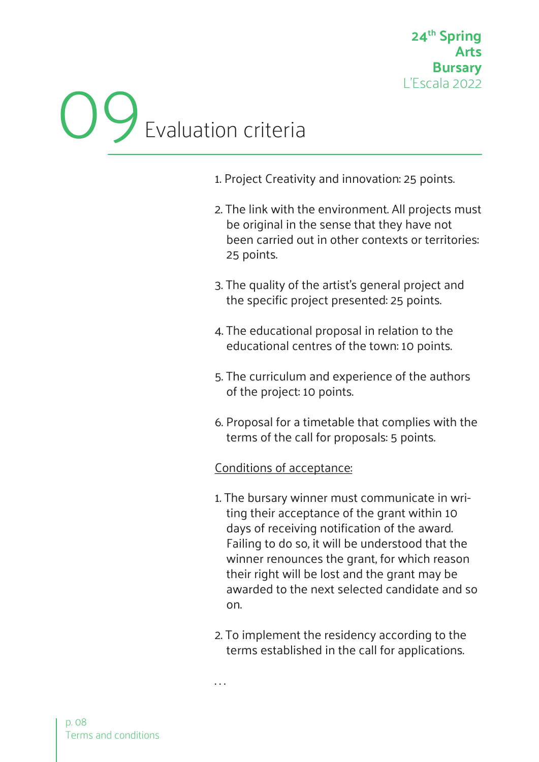# 09 Evaluation criteria

1. Project Creativity and innovation: 25 points.

2. The link with the environment. All projects must be original in the sense that they have not been carried out in other contexts or territories: 25 points.

3. The quality of the artist's general project and the specific project presented: 25 points.

4. The educational proposal in relation to the educational centres of the town: 10 points.

5. The curriculum and experience of the authors of the project: 10 points.

6. Proposal for a timetable that complies with the terms of the call for proposals: 5 points.

Conditions of acceptance:

1. The bursary winner must communicate in writing their acceptance of the grant within 10 days of receiving notification of the award. Failing to do so, it will be understood that the winner renounces the grant, for which reason their right will be lost and the grant may be awarded to the next selected candidate and so on.

2. To implement the residency according to the terms established in the call for applications.

...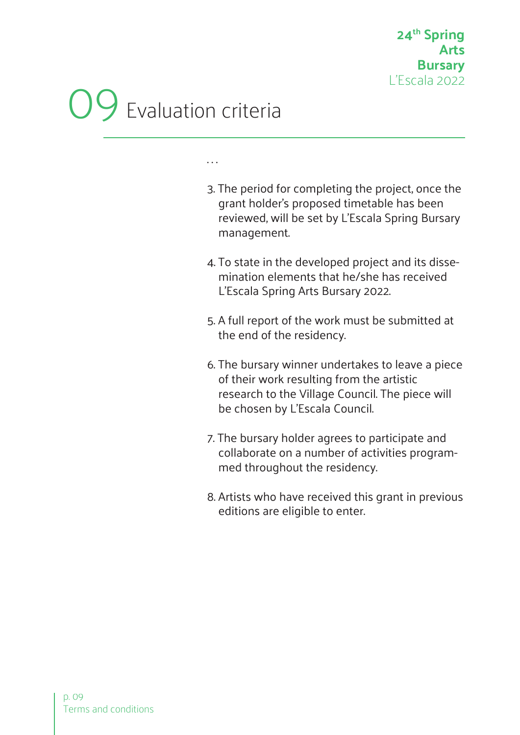# 09 Evaluation criteria

...

3. The period for completing the project, once the grant holder's proposed timetable has been reviewed, will be set by L'Escala Spring Bursary management.

4. To state in the developed project and its dissemination elements that he/she has received L'Escala Spring Arts Bursary 2022.

5. A full report of the work must be submitted at the end of the residency.

6. The bursary winner undertakes to leave a piece of their work resulting from the artistic research to the Village Council. The piece will be chosen by L'Escala Council.

7. The bursary holder agrees to participate and collaborate on a number of activities programmed throughout the residency.

8. Artists who have received this grant in previous editions are eligible to enter.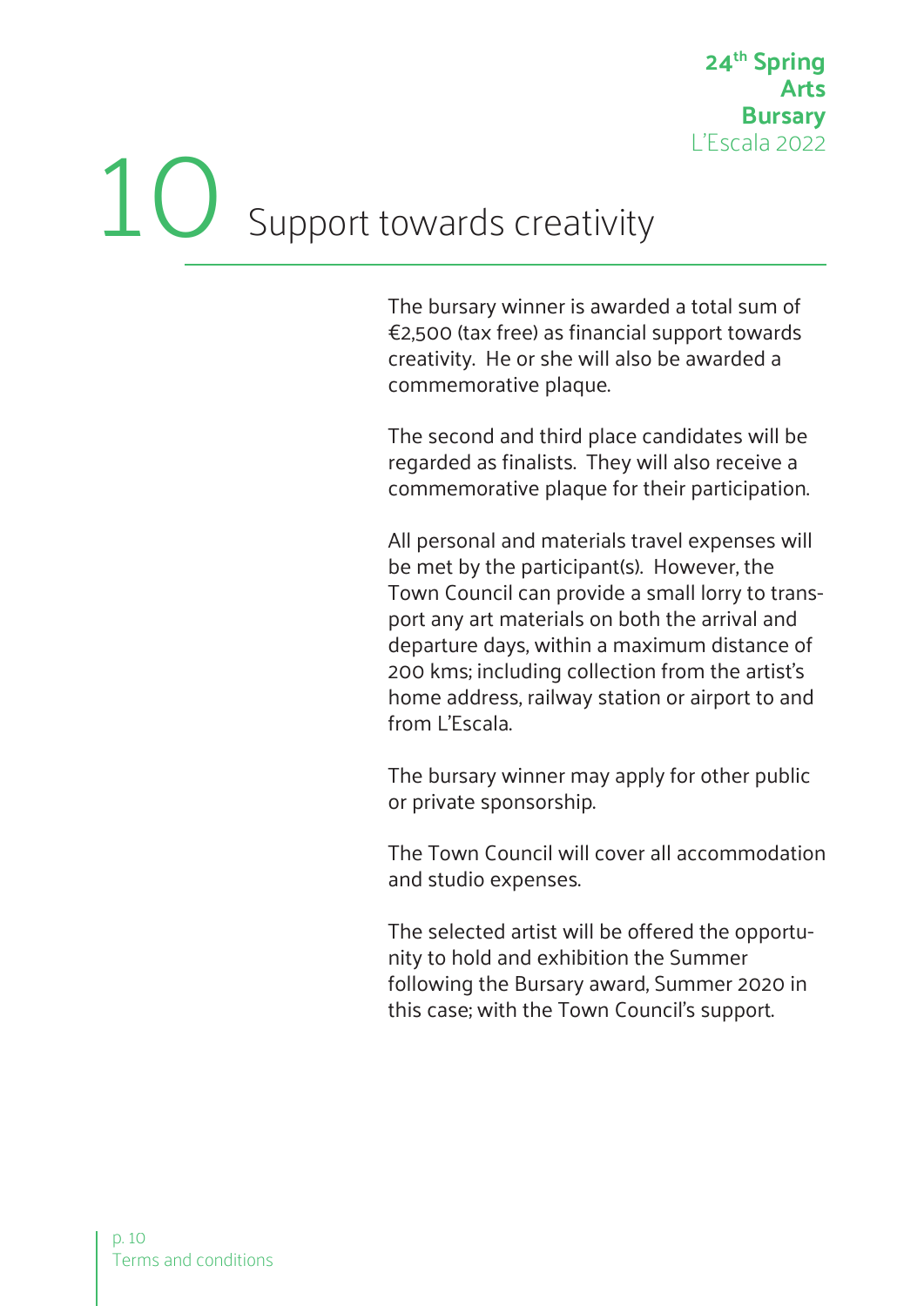# 10 Support towards creativity

The bursary winner is awarded a total sum of €2,500 (tax free) as financial support towards creativity. He or she will also be awarded a commemorative plaque.

The second and third place candidates will be regarded as finalists. They will also receive a commemorative plaque for their participation.

All personal and materials travel expenses will be met by the participant(s). However, the Town Council can provide a small lorry to transport any art materials on both the arrival and departure days, within a maximum distance of 200 kms; including collection from the artist's home address, railway station or airport to and from L'Escala.

The bursary winner may apply for other public or private sponsorship.

The Town Council will cover all accommodation and studio expenses.

The selected artist will be offered the opportunity to hold and exhibition the Summer following the Bursary award, Summer 2020 in this case; with the Town Council's support.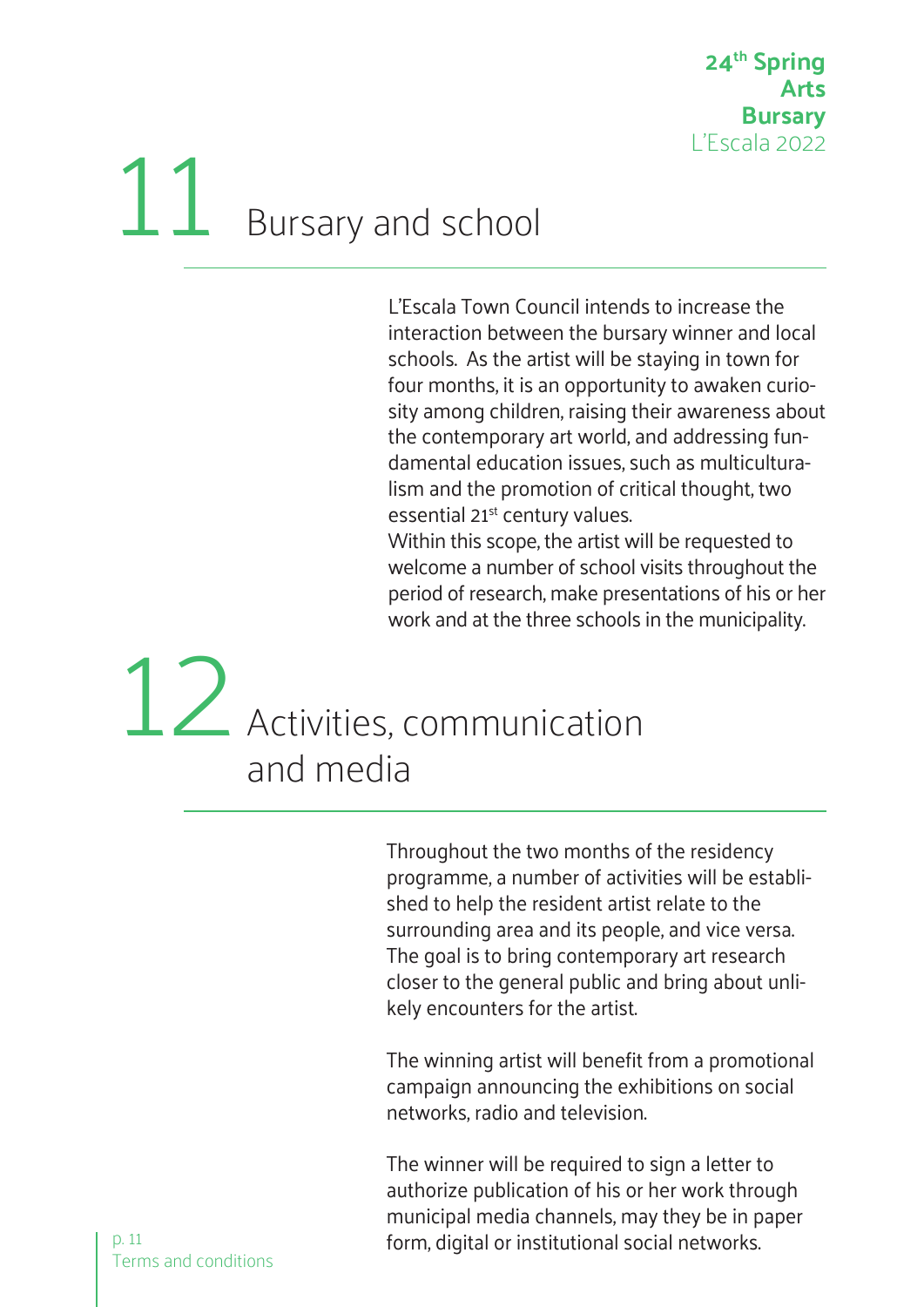## 11 Bursary and school

L'Escala Town Council intends to increase the interaction between the bursary winner and local schools. As the artist will be staying in town for four months, it is an opportunity to awaken curiosity among children, raising their awareness about the contemporary art world, and addressing fundamental education issues, such as multiculturalism and the promotion of critical thought, two essential 21st century values.
Within this scope, the artist will be requested to welcome a number of school visits throughout the period of research, make presentations of his or her work and at the three schools in the municipality.

## 12 Activities, communication and media

Throughout the two months of the residency programme, a number of activities will be established to help the resident artist relate to the surrounding area and its people, and vice versa. The goal is to bring contemporary art research closer to the general public and bring about unlikely encounters for the artist.

The winning artist will benefit from a promotional campaign announcing the exhibitions on social networks, radio and television.

The winner will be required to sign a letter to authorize publication of his or her work through municipal media channels, may they be in paper form, digital or institutional social networks.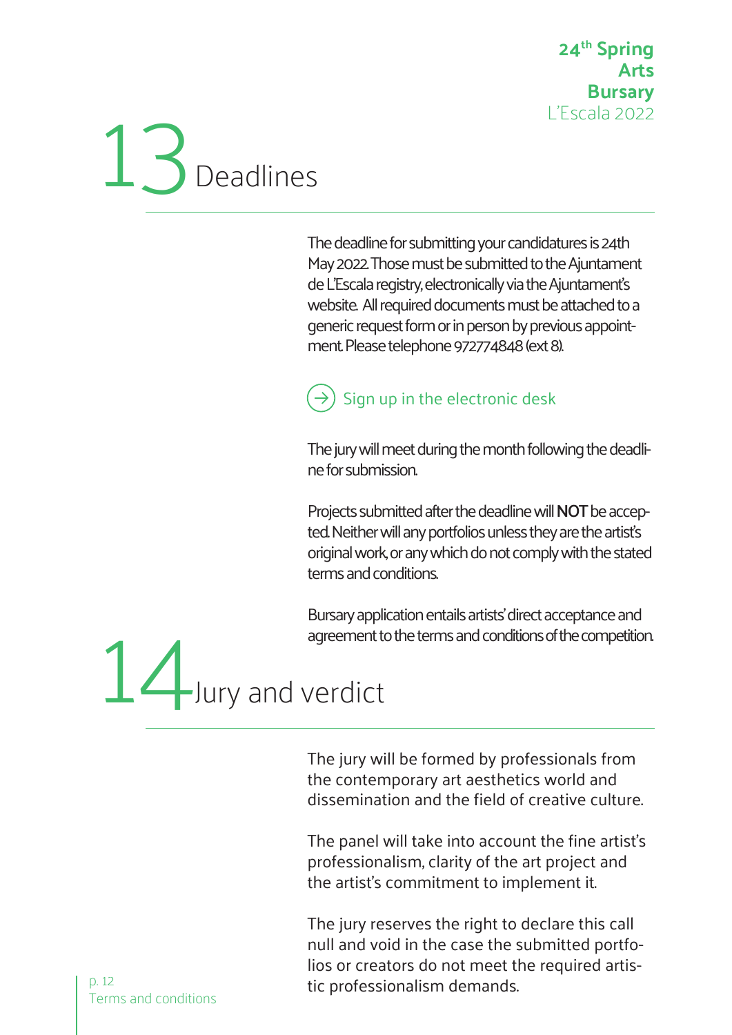# 13 Deadlines

The deadline for submitting your candidatures is 24th May 2022. Those must be submitted to the Ajuntament de L'Escala registry, electronically via the Ajuntament's website. All required documents must be attached to a generic request form or in person by previous appointment. Please telephone 972774848 (ext 8).

Sign up in the electronic desk

The jury will meet during the month following the deadline for submission.

Projects submitted after the deadline will **NOT** be accepted. Neither will any portfolios unless they are the artist's original work, or any which do not comply with the stated terms and conditions.

Bursary application entails artists' direct acceptance and agreement to the terms and conditions of the competition.

# 14 Jury and verdict

The jury will be formed by professionals from the contemporary art aesthetics world and dissemination and the field of creative culture.

The panel will take into account the fine artist's professionalism, clarity of the art project and the artist's commitment to implement it.

The jury reserves the right to declare this call null and void in the case the submitted portfolios or creators do not meet the required artistic professionalism demands.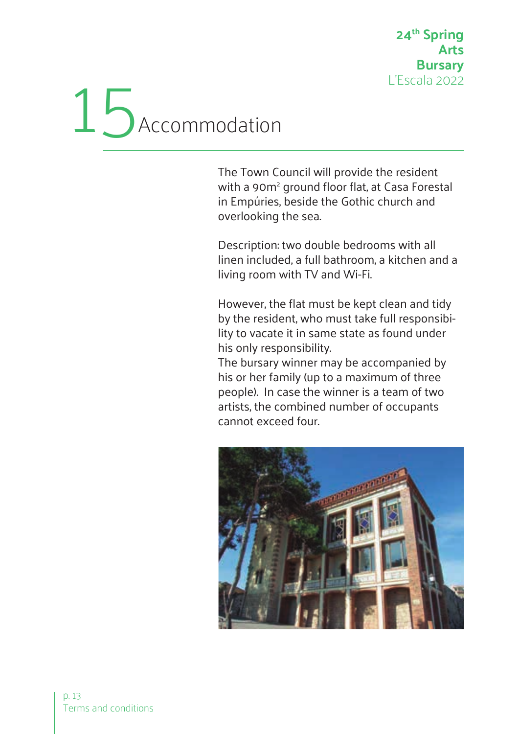# 15 Accommodation

The Town Council will provide the resident with a 90m$^2$ ground floor flat, at Casa Forestal in Empúries, beside the Gothic church and overlooking the sea.

Description: two double bedrooms with all linen included, a full bathroom, a kitchen and a living room with TV and Wi-Fi.

However, the flat must be kept clean and tidy by the resident, who must take full responsibility to vacate it in same state as found under his only responsibility.
The bursary winner may be accompanied by his or her family (up to a maximum of three people). In case the winner is a team of two artists, the combined number of occupants cannot exceed four.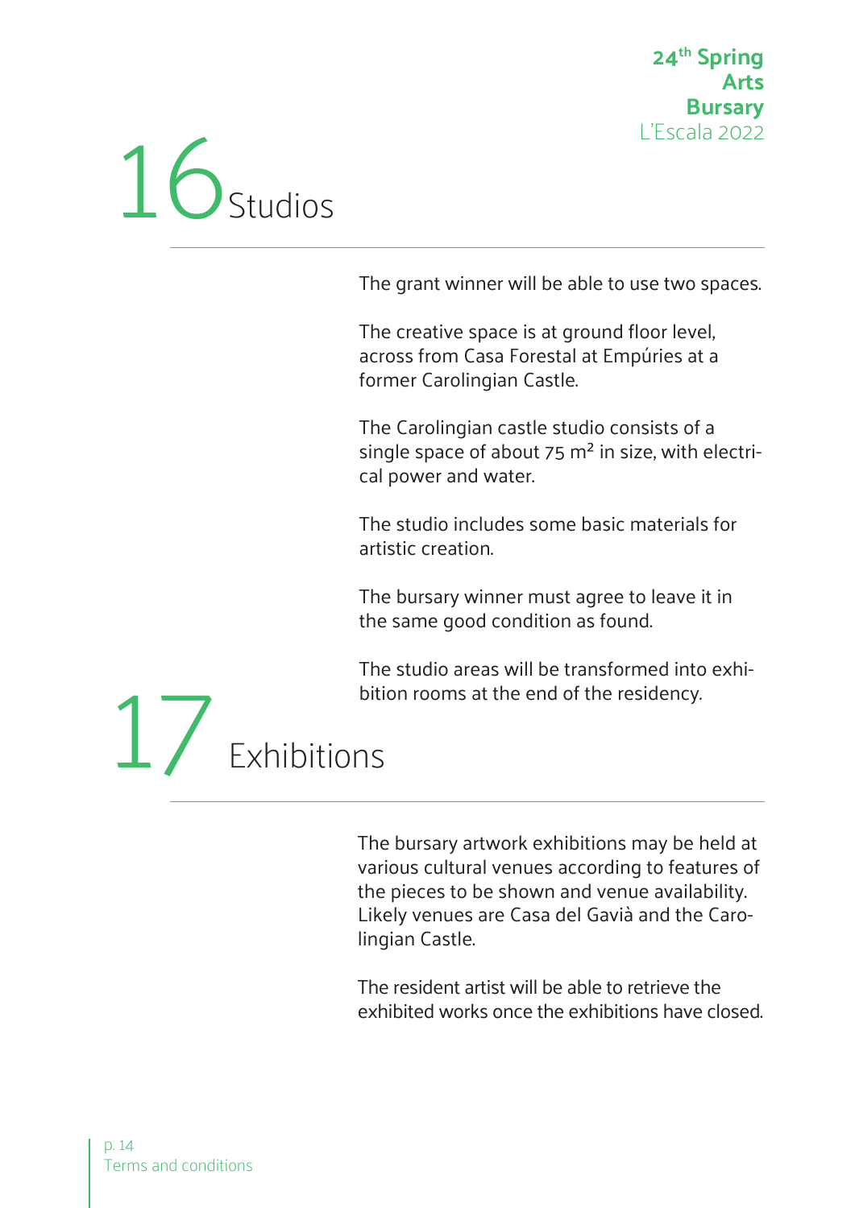# 16 Studios

The grant winner will be able to use two spaces.

The creative space is at ground floor level, across from Casa Forestal at Empúries at a former Carolingian Castle.

The Carolingian castle studio consists of a single space of about 75 m² in size, with electrical power and water.

The studio includes some basic materials for artistic creation.

The bursary winner must agree to leave it in the same good condition as found.

The studio areas will be transformed into exhibition rooms at the end of the residency.

# 17 Exhibitions

The bursary artwork exhibitions may be held at various cultural venues according to features of the pieces to be shown and venue availability. Likely venues are Casa del Gavià and the Carolingian Castle.

The resident artist will be able to retrieve the exhibited works once the exhibitions have closed.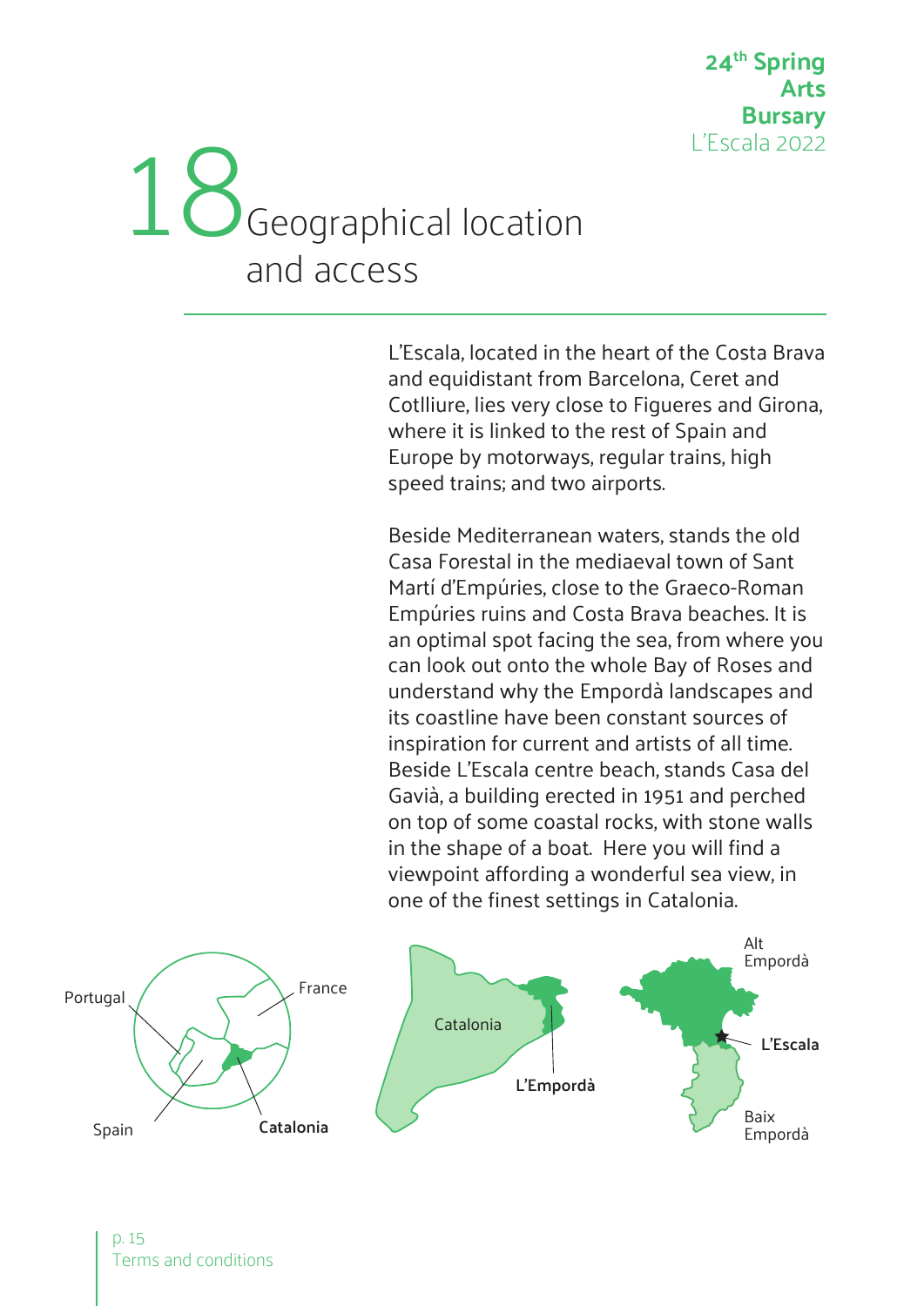# 18 Geographical location and access

L'Escala, located in the heart of the Costa Brava and equidistant from Barcelona, Ceret and Cotlliure, lies very close to Figueres and Girona, where it is linked to the rest of Spain and Europe by motorways, regular trains, high speed trains; and two airports.

Beside Mediterranean waters, stands the old Casa Forestal in the mediaeval town of Sant Martí d'Empúries, close to the Graeco-Roman Empúries ruins and Costa Brava beaches. It is an optimal spot facing the sea, from where you can look out onto the whole Bay of Roses and understand why the Empordà landscapes and its coastline have been constant sources of inspiration for current and artists of all time. Beside L'Escala centre beach, stands Casa del Gavià, a building erected in 1951 and perched on top of some coastal rocks, with stone walls in the shape of a boat. Here you will find a viewpoint affording a wonderful sea view, in one of the finest settings in Catalonia.

Portugal · France · Spain · **Catalonia**

Catalonia · **L'Empordà**

Alt Empordà · **L'Escala** · Baix Empordà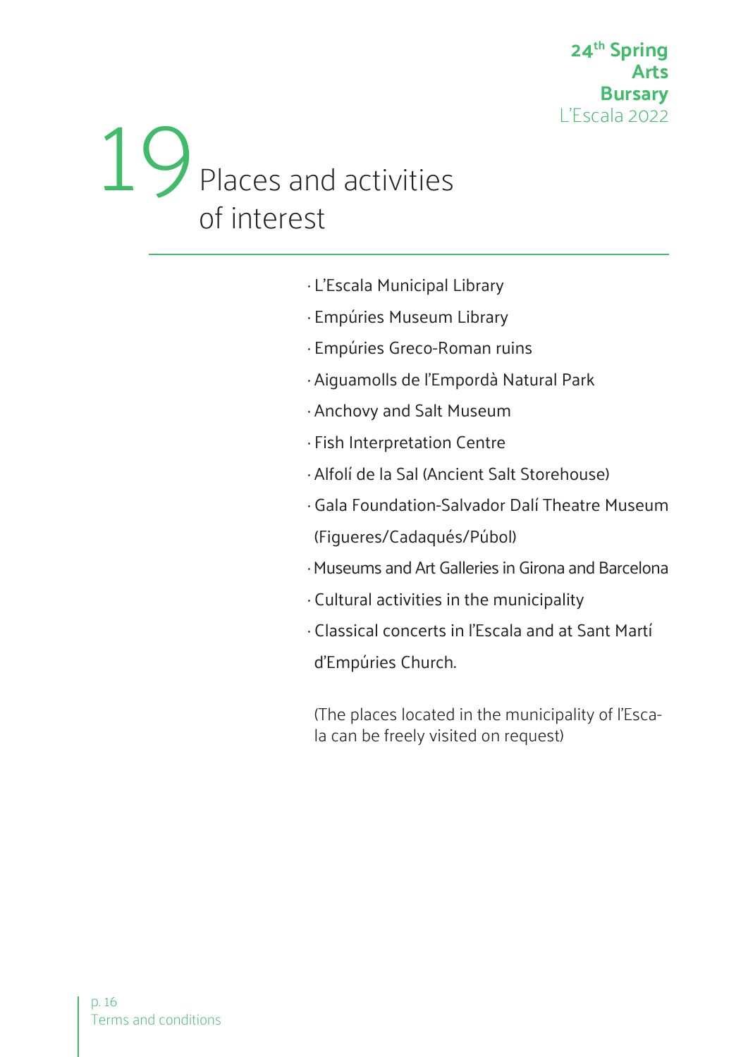# 19 Places and activities of interest

- L'Escala Municipal Library
- Empúries Museum Library
- Empúries Greco-Roman ruins
- Aiguamolls de l'Empordà Natural Park
- Anchovy and Salt Museum
- Fish Interpretation Centre
- Alfolí de la Sal (Ancient Salt Storehouse)
- Gala Foundation-Salvador Dalí Theatre Museum (Figueres/Cadaqués/Púbol)
- Museums and Art Galleries in Girona and Barcelona
- Cultural activities in the municipality
- Classical concerts in l'Escala and at Sant Martí d'Empúries Church.

(The places located in the municipality of l'Escala can be freely visited on request)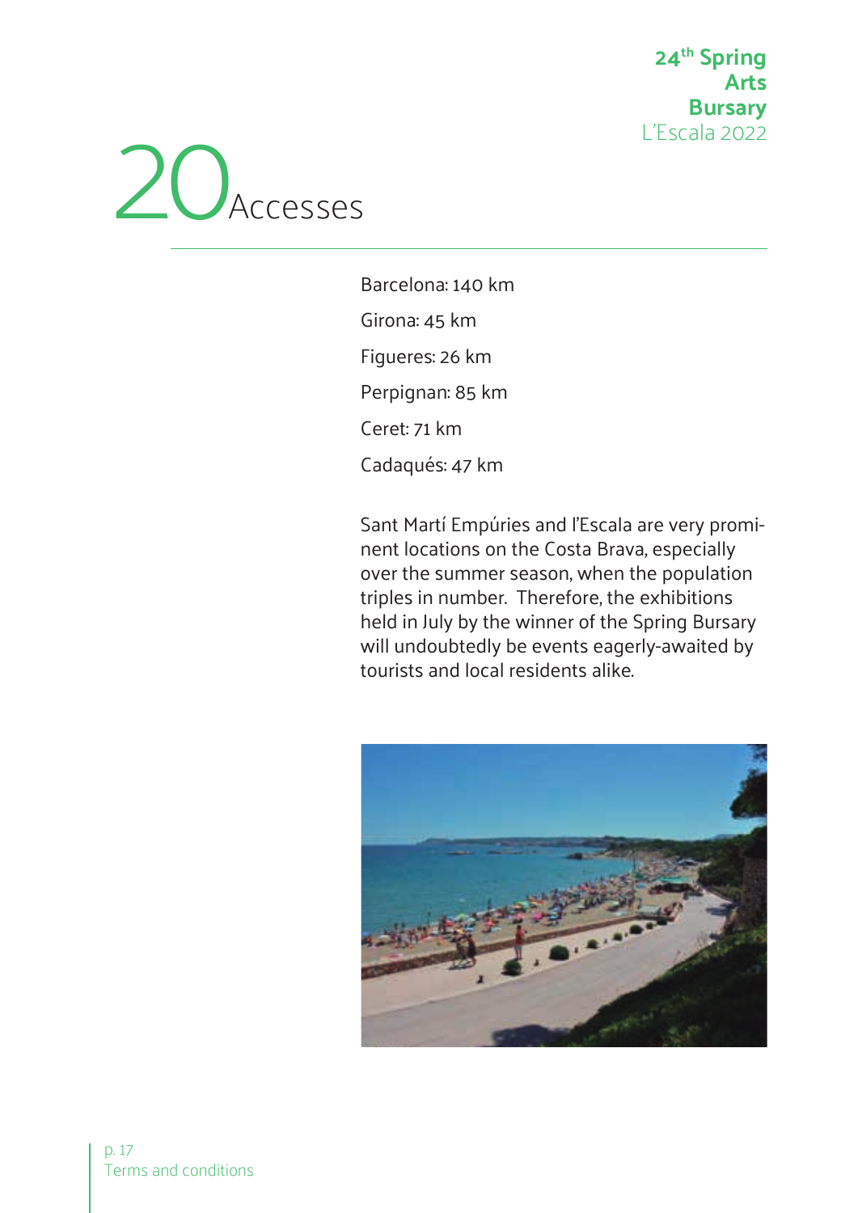# 20 Accesses

Barcelona: 140 km

Girona: 45 km

Figueres: 26 km

Perpignan: 85 km

Ceret: 71 km

Cadaqués: 47 km

Sant Martí Empúries and l'Escala are very prominent locations on the Costa Brava, especially over the summer season, when the population triples in number. Therefore, the exhibitions held in July by the winner of the Spring Bursary will undoubtedly be events eagerly-awaited by tourists and local residents alike.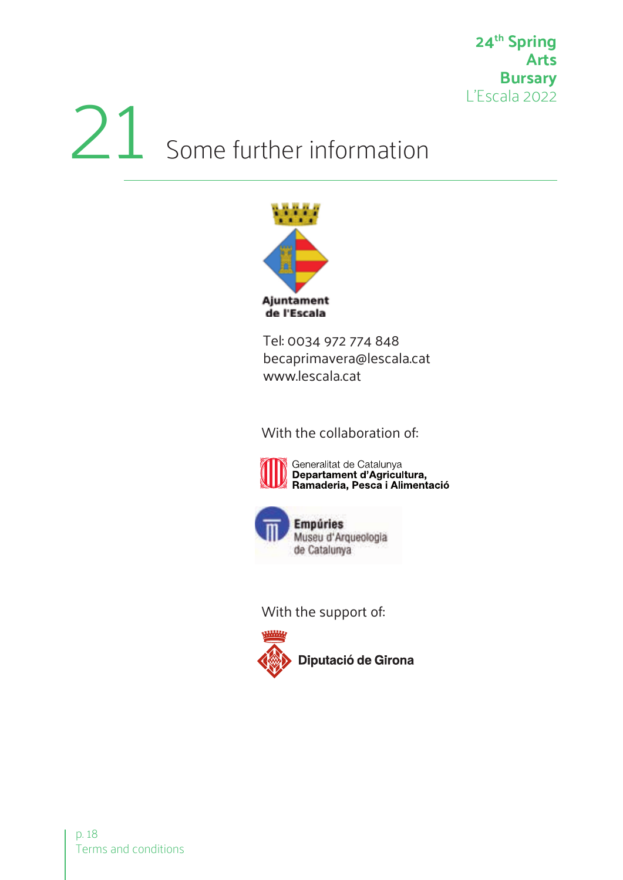# 21 Some further information

Ajuntament de l'Escala

Tel: 0034 972 774 848
becaprimavera@lescala.cat
www.lescala.cat

With the collaboration of:

Generalitat de Catalunya
**Departament d'Agricultura, Ramaderia, Pesca i Alimentació**

**Empúries**
Museu d'Arqueologia de Catalunya

With the support of:

**Diputació de Girona**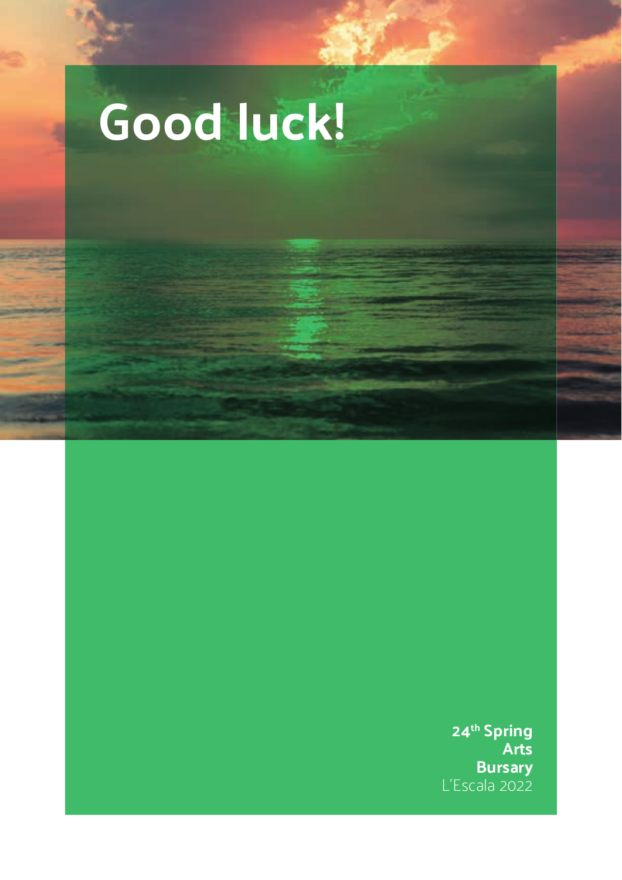# Good luck!

**24th Spring Arts Bursary**
L'Escala 2022